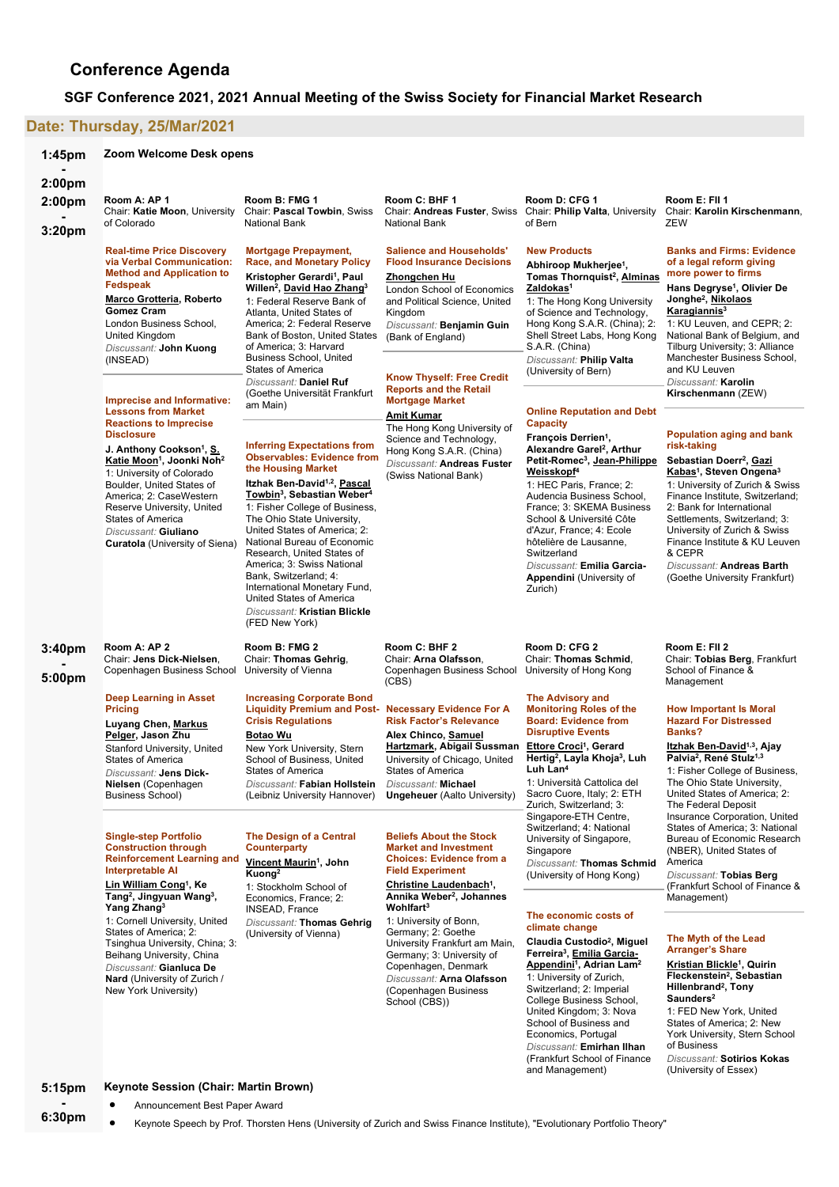# Conference Agenda

## SGF Conference 2021, 2021 Annual Meeting of the Swiss Society for Financial Market Research

### Date: Thursday, 25/Mar/2021

**1:45pm - 2:00pm**

**Zoom Welcome Desk opens**

**2:00pm - 3:20pm**

**Room A: AP 1**
Chair: **Katie Moon**, University of Colorado

**Real-time Price Discovery via Verbal Communication: Method and Application to Fedspeak**

**Marco Grotteria**, **Roberto Gomez Cram**
London Business School, United Kingdom
*Discussant:* **John Kuong** (INSEAD)

**Imprecise and Informative: Lessons from Market Reactions to Imprecise Disclosure**

**J. Anthony Cookson**[1], **S. Katie Moon**[1], **Joonki Noh**[2]
1: University of Colorado Boulder, United States of America; 2: CaseWestern Reserve University, United States of America
*Discussant:* **Giuliano Curatola** (University of Siena)

**Room B: FMG 1**
Chair: **Pascal Towbin**, Swiss National Bank

**Mortgage Prepayment, Race, and Monetary Policy**

**Kristopher Gerardi**[1], **Paul Willen**[2], **David Hao Zhang**[3]
1: Federal Reserve Bank of Atlanta, United States of America; 2: Federal Reserve Bank of Boston, United States of America; 3: Harvard Business School, United States of America
*Discussant:* **Daniel Ruf** (Goethe Universität Frankfurt am Main)

**Inferring Expectations from Observables: Evidence from the Housing Market**

**Itzhak Ben-David**[1,2], **Pascal Towbin**[3], **Sebastian Weber**[4]
1: Fisher College of Business, The Ohio State University, United States of America; 2: National Bureau of Economic Research, United States of America; 3: Swiss National Bank, Switzerland; 4: International Monetary Fund, United States of America
*Discussant:* **Kristian Blickle** (FED New York)

**Room C: BHF 1**
Chair: **Andreas Fuster**, Swiss National Bank

**Salience and Households' Flood Insurance Decisions**

**Zhongchen Hu**
London School of Economics and Political Science, United Kingdom
*Discussant:* **Benjamin Guin** (Bank of England)

**Know Thyself: Free Credit Reports and the Retail Mortgage Market**

**Amit Kumar**
The Hong Kong University of Science and Technology, Hong Kong S.A.R. (China)
*Discussant:* **Andreas Fuster** (Swiss National Bank)

**Room D: CFG 1**
Chair: **Philip Valta**, University of Bern

**New Products**

**Abhiroop Mukherjee**[1], **Tomas Thornquist**[2], **Alminas Zaldokas**[1]
1: The Hong Kong University of Science and Technology, Hong Kong S.A.R. (China); 2: Shell Street Labs, Hong Kong S.A.R. (China)
*Discussant:* **Philip Valta** (University of Bern)

**Online Reputation and Debt Capacity**

**François Derrien**[1], **Alexandre Garel**[2], **Arthur Petit-Romec**[3], **Jean-Philippe Weisskopf**[4]
1: HEC Paris, France; 2: Audencia Business School, France; 3: SKEMA Business School & Université Côte d'Azur, France; 4: Ecole hôtelière de Lausanne, Switzerland
*Discussant:* **Emilia Garcia-Appendini** (University of Zurich)

**Room E: FII 1**
Chair: **Karolin Kirschenmann**, ZEW

**Banks and Firms: Evidence of a legal reform giving more power to firms**

**Hans Degryse**[1], **Olivier De Jonghe**[2], **Nikolaos Karagiannis**[3]
1: KU Leuven, and CEPR; 2: National Bank of Belgium, and Tilburg University; 3: Alliance Manchester Business School, and KU Leuven
*Discussant:* **Karolin Kirschenmann** (ZEW)

**Population aging and bank risk-taking**

**Sebastian Doerr**[2], **Gazi Kabas**[1], **Steven Ongena**[3]
1: University of Zurich & Swiss Finance Institute, Switzerland; 2: Bank for International Settlements, Switzerland; 3: University of Zurich & Swiss Finance Institute & KU Leuven & CEPR
*Discussant:* **Andreas Barth** (Goethe University Frankfurt)

**3:40pm - 5:00pm**

**Room A: AP 2**
Chair: **Jens Dick-Nielsen**, Copenhagen Business School

**Deep Learning in Asset Pricing**

**Luyang Chen**, **Markus Pelger**, **Jason Zhu**
Stanford University, United States of America
*Discussant:* **Jens Dick-Nielsen** (Copenhagen Business School)

**Single-step Portfolio Construction through Reinforcement Learning and Interpretable AI**

**Lin William Cong**[1], **Ke Tang**[2], **Jingyuan Wang**[3], **Yang Zhang**[3]
1: Cornell University, United States of America; 2: Tsinghua University, China; 3: Beihang University, China
*Discussant:* **Gianluca De Nard** (University of Zurich / New York University)

**Room B: FMG 2**
Chair: **Thomas Gehrig**, University of Vienna

**Increasing Corporate Bond Liquidity Premium and Post-Crisis Regulations**

**Botao Wu**
New York University, Stern School of Business, United States of America
*Discussant:* **Fabian Hollstein** (Leibniz University Hannover)

**The Design of a Central Counterparty**

**Vincent Maurin**[1], **John Kuong**[2]
1: Stockholm School of Economics, France; 2: INSEAD, France
*Discussant:* **Thomas Gehrig** (University of Vienna)

**Room C: BHF 2**
Chair: **Arna Olafsson**, Copenhagen Business School (CBS)

**Necessary Evidence For A Risk Factor's Relevance**

**Alex Chinco**, **Samuel Hartzmark**, **Abigail Sussman**
University of Chicago, United States of America
*Discussant:* **Michael Ungeheuer** (Aalto University)

**Beliefs About the Stock Market and Investment Choices: Evidence from a Field Experiment**

**Christine Laudenbach**[1], **Annika Weber**[2], **Johannes Wohlfart**[3]
1: University of Bonn, Germany; 2: Goethe University Frankfurt am Main, Germany; 3: University of Copenhagen, Denmark
*Discussant:* **Arna Olafsson** (Copenhagen Business School (CBS))

**Room D: CFG 2**
Chair: **Thomas Schmid**, University of Hong Kong

**The Advisory and Monitoring Roles of the Board: Evidence from Disruptive Events**

**Ettore Croci**[1], **Gerard Hertig**[2], **Layla Khoja**[3], **Luh Luh Lan**[4]
1: Università Cattolica del Sacro Cuore, Italy; 2: ETH Zurich, Switzerland; 3: Singapore-ETH Centre, Switzerland; 4: National University of Singapore, Singapore
*Discussant:* **Thomas Schmid** (University of Hong Kong)

**The economic costs of climate change**

**Claudia Custodio**[2], **Miguel Ferreira**[3], **Emilia Garcia-Appendini**[1], **Adrian Lam**[2]
1: University of Zurich, Switzerland; 2: Imperial College Business School, United Kingdom; 3: Nova School of Business and Economics, Portugal
*Discussant:* **Emirhan Ilhan** (Frankfurt School of Finance and Management)

**Room E: FII 2**
Chair: **Tobias Berg**, Frankfurt School of Finance & Management

**How Important Is Moral Hazard For Distressed Banks?**

**Itzhak Ben-David**[1,3], **Ajay Palvia**[2], **René Stulz**[1,3]
1: Fisher College of Business, The Ohio State University, United States of America; 2: The Federal Deposit Insurance Corporation, United States of America; 3: National Bureau of Economic Research (NBER), United States of America
*Discussant:* **Tobias Berg** (Frankfurt School of Finance & Management)

**The Myth of the Lead Arranger's Share**

**Kristian Blickle**[1], **Quirin Fleckenstein**[2], **Sebastian Hillenbrand**[2], **Tony Saunders**[2]
1: FED New York, United States of America; 2: New York University, Stern School of Business
*Discussant:* **Sotirios Kokas** (University of Essex)

**5:15pm - 6:30pm**

**Keynote Session (Chair: Martin Brown)**

- Announcement Best Paper Award
- Keynote Speech by Prof. Thorsten Hens (University of Zurich and Swiss Finance Institute), "Evolutionary Portfolio Theory"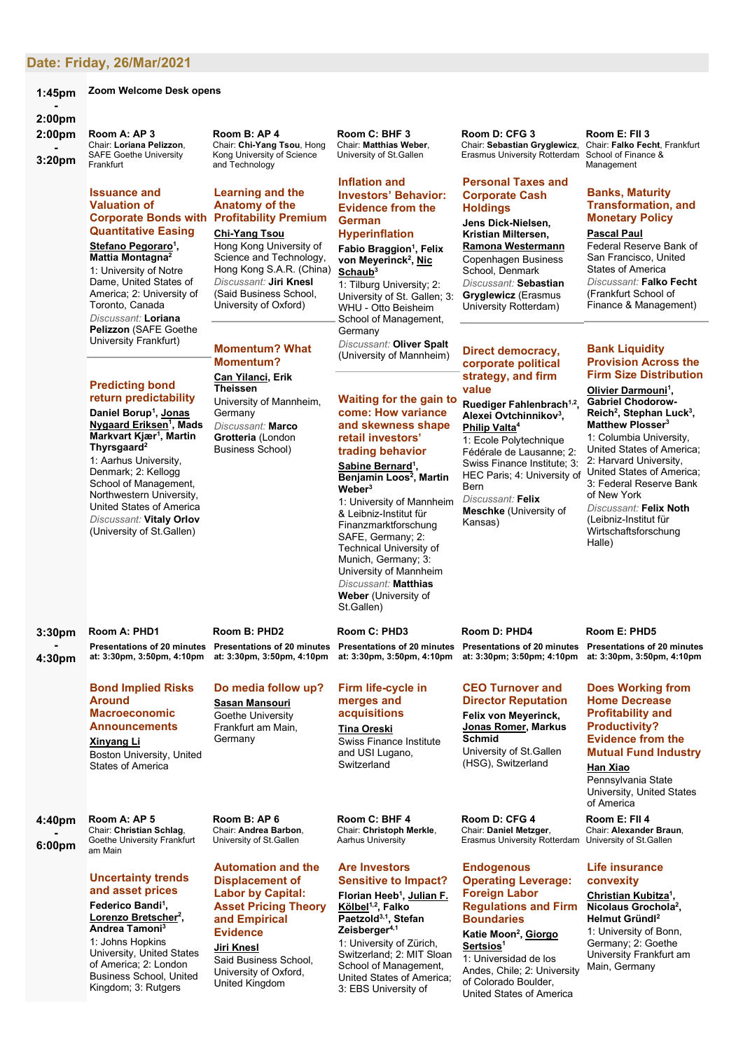## Date: Friday, 26/Mar/2021

**1:45pm - 2:00pm**

**Zoom Welcome Desk opens**

**2:00pm - 3:20pm**

### Room A: AP 3

Chair: **Loriana Pelizzon**, SAFE Goethe University Frankfurt

#### Issuance and Valuation of Corporate Bonds with Quantitative Easing

**Stefano Pegoraro**[1], **Mattia Montagna**[2]

1: University of Notre Dame, United States of America; 2: University of Toronto, Canada

*Discussant:* **Loriana Pelizzon** (SAFE Goethe University Frankfurt)

#### Predicting bond return predictability

**Daniel Borup**[1], **Jonas Nygaard Eriksen**[1], **Mads Markvart Kjær**[1], **Martin Thyrsgaard**[2]

1: Aarhus University, Denmark; 2: Kellogg School of Management, Northwestern University, United States of America

*Discussant:* **Vitaly Orlov** (University of St.Gallen)

### Room B: AP 4

Chair: **Chi-Yang Tsou**, Hong Kong University of Science and Technology

#### Learning and the Anatomy of the Profitability Premium

**Chi-Yang Tsou**

Hong Kong University of Science and Technology, Hong Kong S.A.R. (China)

*Discussant:* **Jiri Knesl** (Said Business School, University of Oxford)

#### Momentum? What Momentum?

**Can Yilanci**, **Erik Theissen**

University of Mannheim, Germany

*Discussant:* **Marco Grotteria** (London Business School)

### Room C: BHF 3

Chair: **Matthias Weber**, University of St.Gallen

#### Inflation and Investors' Behavior: Evidence from the German Hyperinflation

**Fabio Braggion**[1], **Felix von Meyerinck**[2], **Nic Schaub**[3]

1: Tilburg University; 2: University of St. Gallen; 3: WHU - Otto Beisheim School of Management, Germany

*Discussant:* **Oliver Spalt** (University of Mannheim)

#### Waiting for the gain to come: How variance and skewness shape retail investors' trading behavior

**Sabine Bernard**[1], **Benjamin Loos**[2], **Martin Weber**[3]

1: University of Mannheim & Leibniz-Institut für Finanzmarktforschung SAFE, Germany; 2: Technical University of Munich, Germany; 3: University of Mannheim

*Discussant:* **Matthias Weber** (University of St.Gallen)

### Room D: CFG 3

Chair: **Sebastian Gryglewicz**, Erasmus University Rotterdam

#### Personal Taxes and Corporate Cash Holdings

**Jens Dick-Nielsen**, **Kristian Miltersen**, **Ramona Westermann**

Copenhagen Business School, Denmark

*Discussant:* **Sebastian Gryglewicz** (Erasmus University Rotterdam)

#### Direct democracy, corporate political strategy, and firm value

**Ruediger Fahlenbrach**[1,2], **Alexei Ovtchinnikov**[3], **Philip Valta**[4]

1: Ecole Polytechnique Fédérale de Lausanne; 2: Swiss Finance Institute; 3: HEC Paris; 4: University of Bern

*Discussant:* **Felix Meschke** (University of Kansas)

### Room E: FII 3

Chair: **Falko Fecht**, Frankfurt School of Finance & Management

#### Banks, Maturity Transformation, and Monetary Policy

**Pascal Paul**

Federal Reserve Bank of San Francisco, United States of America

*Discussant:* **Falko Fecht** (Frankfurt School of Finance & Management)

#### Bank Liquidity Provision Across the Firm Size Distribution

**Olivier Darmouni**[1], **Gabriel Chodorow-Reich**[2], **Stephan Luck**[3], **Matthew Plosser**[3]

1: Columbia University, United States of America; 2: Harvard University, United States of America; 3: Federal Reserve Bank of New York

*Discussant:* **Felix Noth** (Leibniz-Institut für Wirtschaftsforschung Halle)

**3:30pm - 4:30pm**

### Room A: PHD1

**Presentations of 20 minutes at: 3:30pm, 3:50pm, 4:10pm**

#### Bond Implied Risks Around Macroeconomic Announcements

**Xinyang Li**

Boston University, United States of America

### Room B: PHD2

**Presentations of 20 minutes at: 3:30pm, 3:50pm, 4:10pm**

#### Do media follow up?

**Sasan Mansouri**

Goethe University Frankfurt am Main, Germany

### Room C: PHD3

**Presentations of 20 minutes at: 3:30pm, 3:50pm, 4:10pm**

#### Firm life-cycle in merges and acquisitions

**Tina Oreski**

Swiss Finance Institute and USI Lugano, Switzerland

### Room D: PHD4

**Presentations of 20 minutes at: 3:30pm; 3:50pm; 4:10pm**

#### CEO Turnover and Director Reputation

**Felix von Meyerinck**, **Jonas Romer**, **Markus Schmid**

University of St.Gallen (HSG), Switzerland

### Room E: PHD5

**Presentations of 20 minutes at: 3:30pm, 3:50pm, 4:10pm**

#### Does Working from Home Decrease Profitability and Productivity? Evidence from the Mutual Fund Industry

**Han Xiao**

Pennsylvania State University, United States of America

**4:40pm - 6:00pm**

### Room A: AP 5

Chair: **Christian Schlag**, Goethe University Frankfurt am Main

#### Uncertainty trends and asset prices

**Federico Bandi**[1], **Lorenzo Bretscher**[2], **Andrea Tamoni**[3]

1: Johns Hopkins University, United States of America; 2: London Business School, United Kingdom; 3: Rutgers

### Room B: AP 6

Chair: **Andrea Barbon**, University of St.Gallen

#### Automation and the Displacement of Labor by Capital: Asset Pricing Theory and Empirical Evidence

**Jiri Knesl**

Said Business School, University of Oxford, United Kingdom

### Room C: BHF 4

Chair: **Christoph Merkle**, Aarhus University

#### Are Investors Sensitive to Impact?

**Florian Heeb**[1], **Julian F. Kölbel**[1,2], **Falko Paetzold**[3,1], **Stefan Zeisberger**[4,1]

1: University of Zürich, Switzerland; 2: MIT Sloan School of Management, United States of America; 3: EBS University of

### Room D: CFG 4

Chair: **Daniel Metzger**, Erasmus University Rotterdam

#### Endogenous Operating Leverage: Foreign Labor Regulations and Firm Boundaries

**Katie Moon**[2], **Giorgo Sertsios**[1]

1: Universidad de los Andes, Chile; 2: University of Colorado Boulder, United States of America

### Room E: FII 4

Chair: **Alexander Braun**, University of St.Gallen

#### Life insurance convexity

**Christian Kubitza**[1], **Nicolaus Grochola**[2], **Helmut Gründl**[2]

1: University of Bonn, Germany; 2: Goethe University Frankfurt am Main, Germany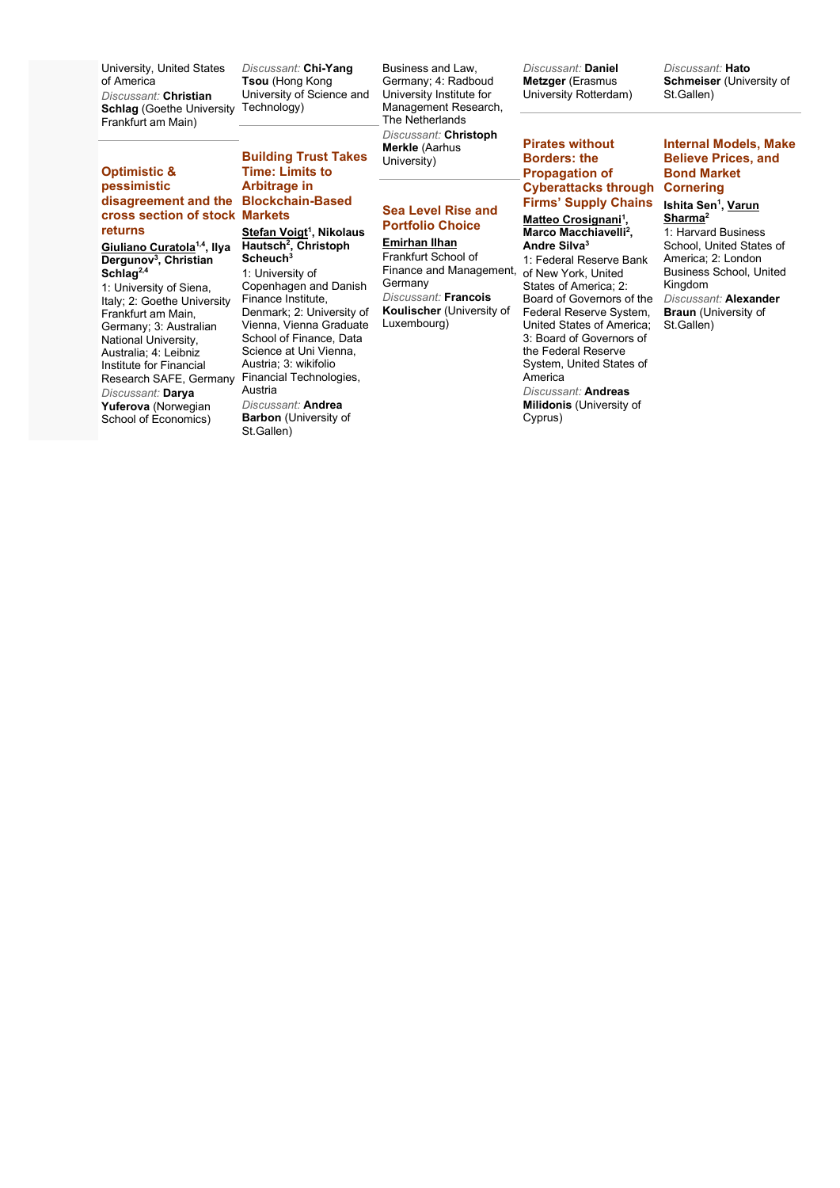University, United States of America

*Discussant:* **Christian Schlag** (Goethe University Frankfurt am Main)

*Discussant:* **Chi-Yang Tsou** (Hong Kong University of Science and Technology)

Business and Law, Germany; 4: Radboud University Institute for Management Research, The Netherlands

*Discussant:* **Christoph Merkle** (Aarhus University)

*Discussant:* **Daniel Metzger** (Erasmus University Rotterdam)

*Discussant:* **Hato Schmeiser** (University of St.Gallen)

### Optimistic & pessimistic disagreement and the cross section of stock returns

**Giuliano Curatola[1,4], Ilya Dergunov[3], Christian Schlag[2,4]**

1: University of Siena, Italy; 2: Goethe University Frankfurt am Main, Germany; 3: Australian National University, Australia; 4: Leibniz Institute for Financial Research SAFE, Germany

*Discussant:* **Darya Yuferova** (Norwegian School of Economics)

### Building Trust Takes Time: Limits to Arbitrage in Blockchain-Based Markets

**Stefan Voigt[1], Nikolaus Hautsch[2], Christoph Scheuch[3]**

1: University of Copenhagen and Danish Finance Institute, Denmark; 2: University of Vienna, Vienna Graduate School of Finance, Data Science at Uni Vienna, Austria; 3: wikifolio Financial Technologies, Austria

*Discussant:* **Andrea Barbon** (University of St.Gallen)

### Sea Level Rise and Portfolio Choice

**Emirhan Ilhan**

Frankfurt School of Finance and Management, Germany

*Discussant:* **Francois Koulischer** (University of Luxembourg)

### Pirates without Borders: the Propagation of Cyberattacks through Firms' Supply Chains

**Matteo Crosignani[1], Marco Macchiavelli[2], Andre Silva[3]**

1: Federal Reserve Bank of New York, United States of America; 2: Board of Governors of the Federal Reserve System, United States of America; 3: Board of Governors of the Federal Reserve System, United States of America

*Discussant:* **Andreas Milidonis** (University of Cyprus)

### Internal Models, Make Believe Prices, and Bond Market Cornering

**Ishita Sen[1], Varun Sharma[2]**

1: Harvard Business School, United States of America; 2: London Business School, United Kingdom

*Discussant:* **Alexander Braun** (University of St.Gallen)